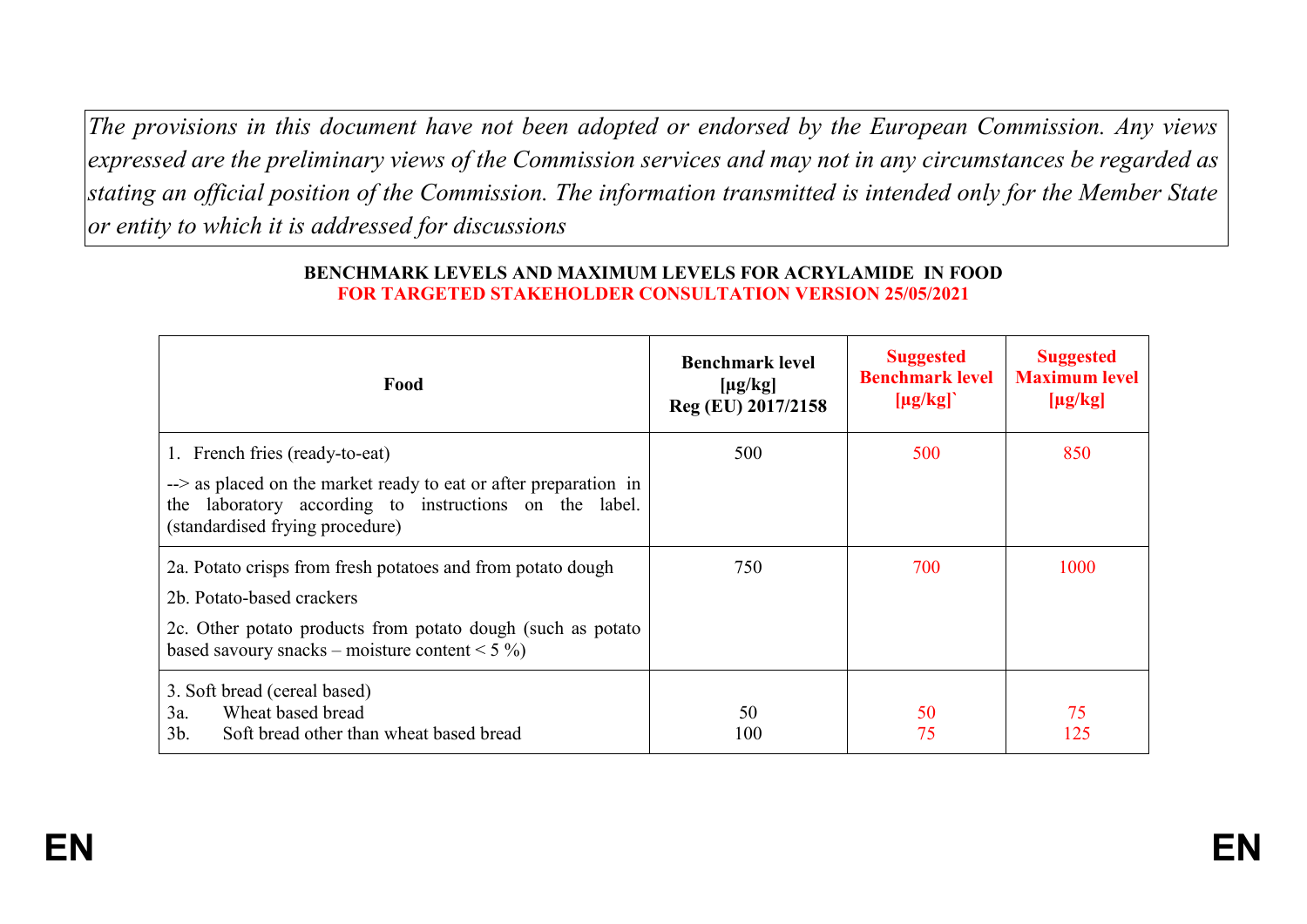*The provisions in this document have not been adopted or endorsed by the European Commission. Any views expressed are the preliminary views of the Commission services and may not in any circumstances be regarded as stating an official position of the Commission. The information transmitted is intended only for the Member State or entity to which it is addressed for discussions*

**BENCHMARK LEVELS AND MAXIMUM LEVELS FOR ACRYLAMIDE IN FOOD**
**FOR TARGETED STAKEHOLDER CONSULTATION VERSION 25/05/2021**

| Food | Benchmark level [µg/kg] Reg (EU) 2017/2158 | Suggested Benchmark level [µg/kg]` | Suggested Maximum level [µg/kg] |
|---|---|---|---|
| 1. French fries (ready-to-eat)<br>--> as placed on the market ready to eat or after preparation in the laboratory according to instructions on the label. (standardised frying procedure) | 500 | 500 | 850 |
| 2a. Potato crisps from fresh potatoes and from potato dough<br>2b. Potato-based crackers<br>2c. Other potato products from potato dough (such as potato based savoury snacks – moisture content < 5 %) | 750 | 700 | 1000 |
| 3. Soft bread (cereal based)<br>3a. Wheat based bread<br>3b. Soft bread other than wheat based bread | <br>50<br>100 | <br>50<br>75 | <br>75<br>125 |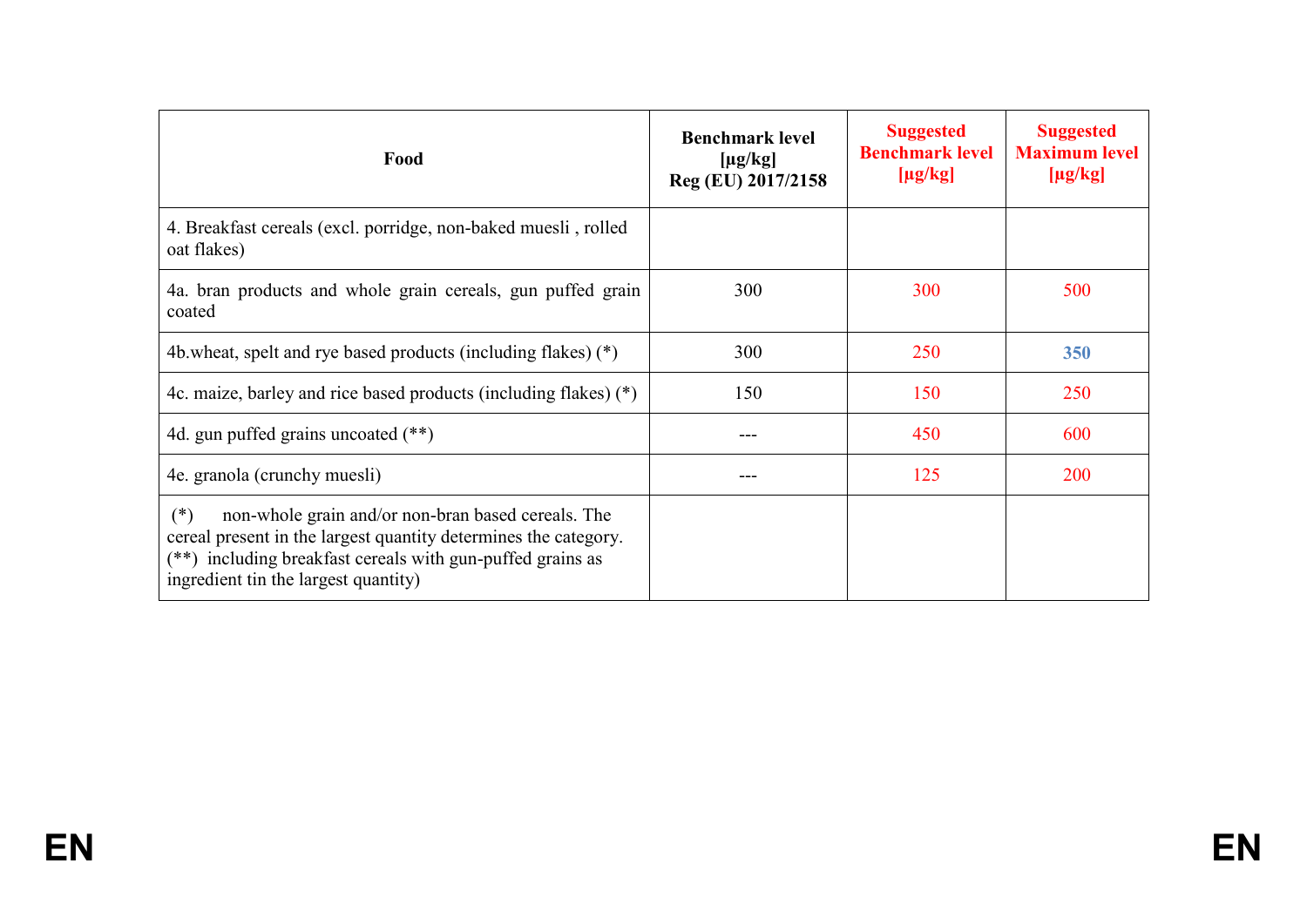| Food | Benchmark level [µg/kg] Reg (EU) 2017/2158 | Suggested Benchmark level [µg/kg] | Suggested Maximum level [µg/kg] |
|---|---|---|---|
| 4. Breakfast cereals (excl. porridge, non-baked muesli , rolled oat flakes) | | | |
| 4a. bran products and whole grain cereals, gun puffed grain coated | 300 | 300 | 500 |
| 4b.wheat, spelt and rye based products (including flakes) (*) | 300 | 250 | **350** |
| 4c. maize, barley and rice based products (including flakes) (*) | 150 | 150 | 250 |
| 4d. gun puffed grains uncoated (**) | --- | 450 | 600 |
| 4e. granola (crunchy muesli) | --- | 125 | 200 |
| (*) non-whole grain and/or non-bran based cereals. The cereal present in the largest quantity determines the category. (**) including breakfast cereals with gun-puffed grains as ingredient tin the largest quantity) | | | |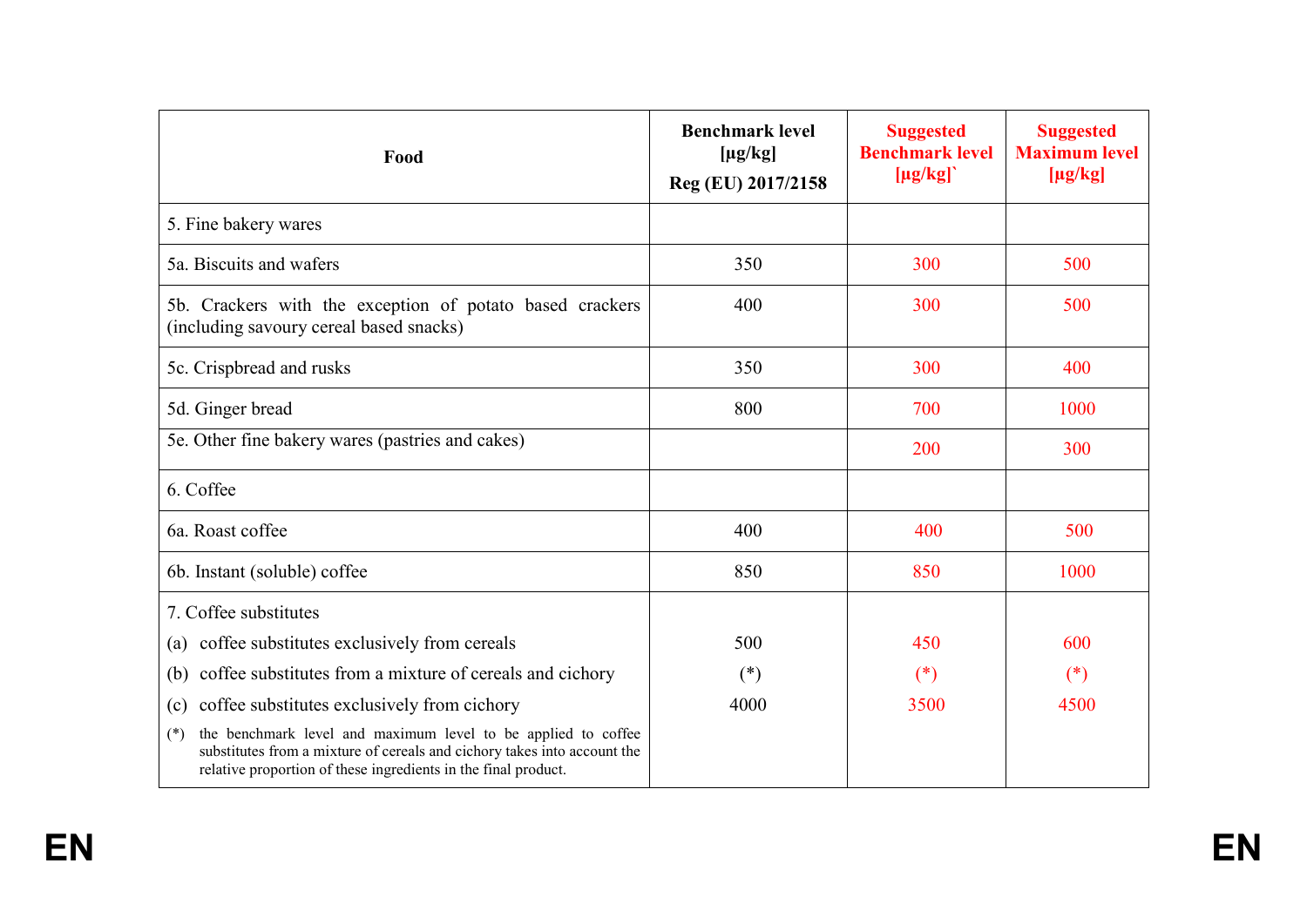| Food | Benchmark level [µg/kg] Reg (EU) 2017/2158 | Suggested Benchmark level [µg/kg]` | Suggested Maximum level [µg/kg] |
|---|---|---|---|
| 5. Fine bakery wares | | | |
| 5a. Biscuits and wafers | 350 | 300 | 500 |
| 5b. Crackers with the exception of potato based crackers (including savoury cereal based snacks) | 400 | 300 | 500 |
| 5c. Crispbread and rusks | 350 | 300 | 400 |
| 5d. Ginger bread | 800 | 700 | 1000 |
| 5e. Other fine bakery wares (pastries and cakes) | | 200 | 300 |
| 6. Coffee | | | |
| 6a. Roast coffee | 400 | 400 | 500 |
| 6b. Instant (soluble) coffee | 850 | 850 | 1000 |
| 7. Coffee substitutes | | | |
| (a) coffee substitutes exclusively from cereals | 500 | 450 | 600 |
| (b) coffee substitutes from a mixture of cereals and cichory | (*) | (*) | (*) |
| (c) coffee substitutes exclusively from cichory | 4000 | 3500 | 4500 |
| (*) the benchmark level and maximum level to be applied to coffee substitutes from a mixture of cereals and cichory takes into account the relative proportion of these ingredients in the final product. | | | |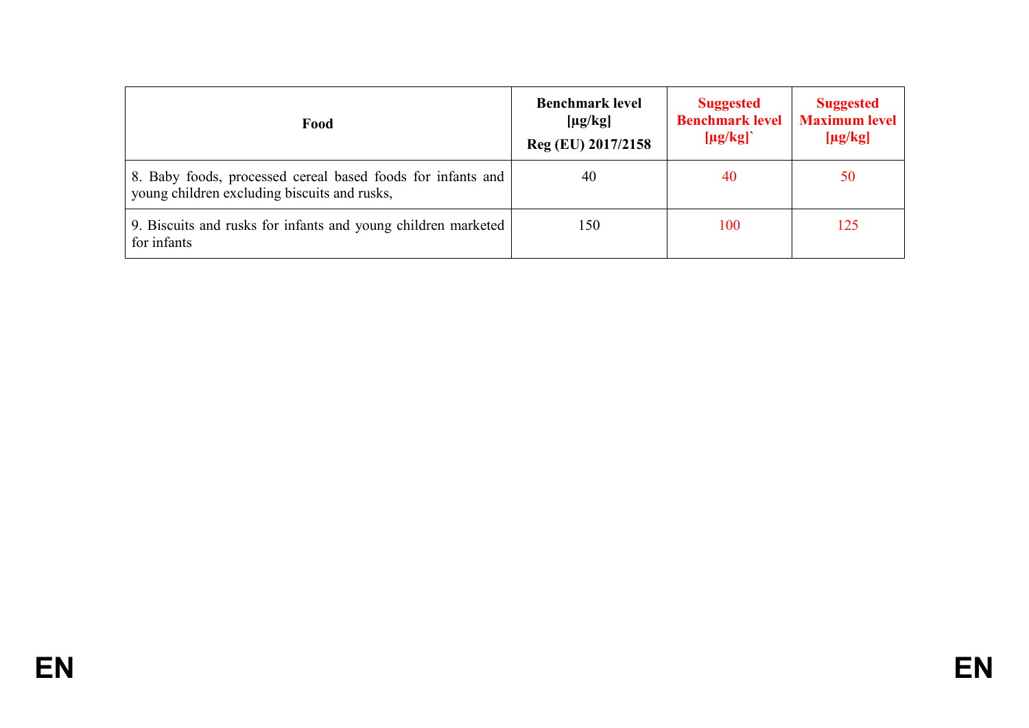| Food | Benchmark level [µg/kg] Reg (EU) 2017/2158 | Suggested Benchmark level [µg/kg]` | Suggested Maximum level [µg/kg] |
|---|---|---|---|
| 8. Baby foods, processed cereal based foods for infants and young children excluding biscuits and rusks, | 40 | 40 | 50 |
| 9. Biscuits and rusks for infants and young children marketed for infants | 150 | 100 | 125 |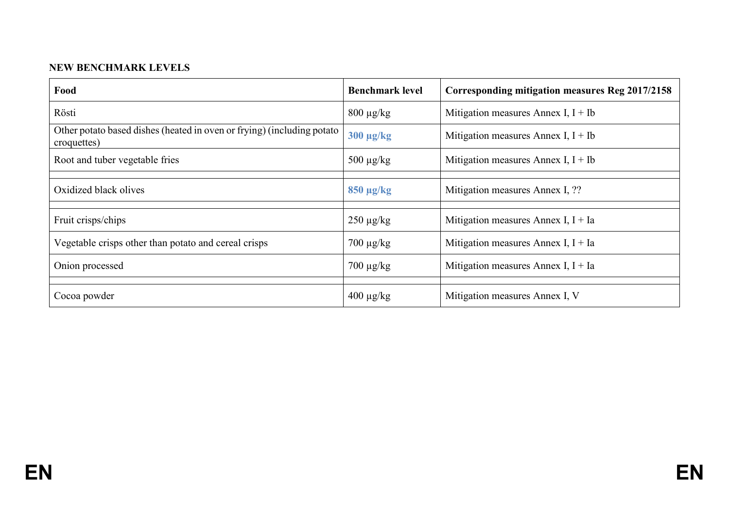**NEW BENCHMARK LEVELS**

| **Food** | **Benchmark level** | **Corresponding mitigation measures Reg 2017/2158** |
|---|---|---|
| Rösti | 800 µg/kg | Mitigation measures Annex I, I + Ib |
| Other potato based dishes (heated in oven or frying) (including potato croquettes) | **300 µg/kg** | Mitigation measures Annex I, I + Ib |
| Root and tuber vegetable fries | 500 µg/kg | Mitigation measures Annex I, I + Ib |
| | | |
| Oxidized black olives | **850 µg/kg** | Mitigation measures Annex I, ?? |
| | | |
| Fruit crisps/chips | 250 µg/kg | Mitigation measures Annex I, I + Ia |
| Vegetable crisps other than potato and cereal crisps | 700 µg/kg | Mitigation measures Annex I, I + Ia |
| Onion processed | 700 µg/kg | Mitigation measures Annex I, I + Ia |
| | | |
| Cocoa powder | 400 µg/kg | Mitigation measures Annex I, V |